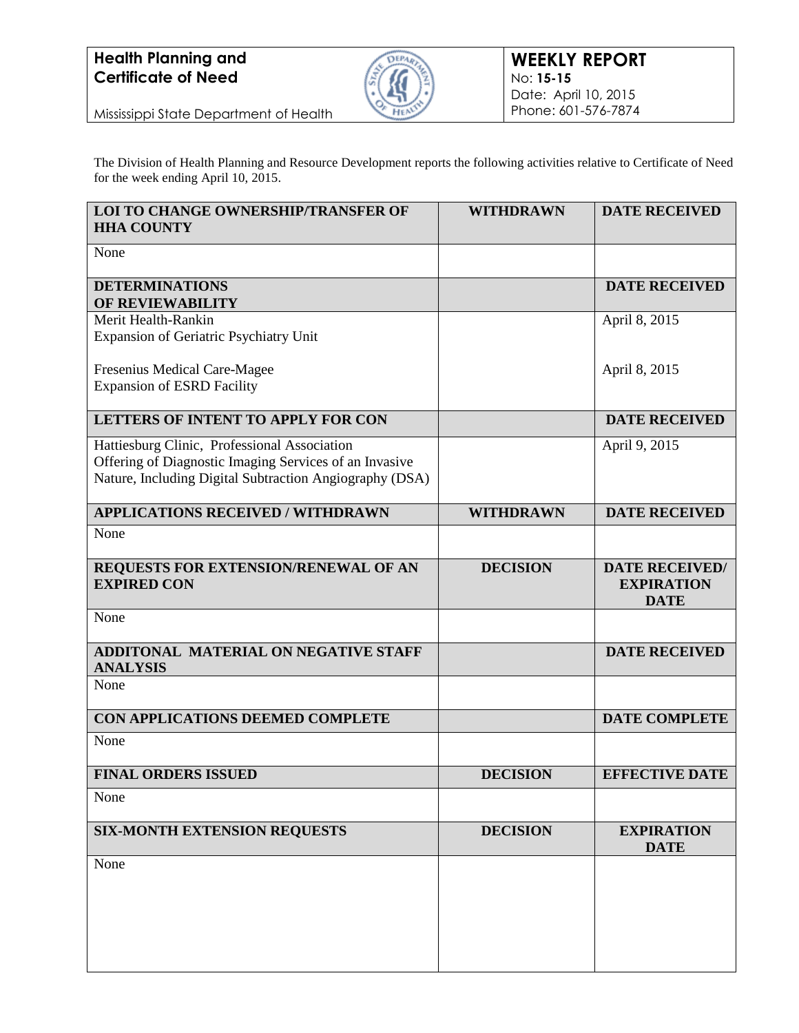**Health Planning and Certificate of Need**

Mississippi State Department of Health

**WEEKLY REPORT**
No: **15-15**
Date: April 10, 2015
Phone: 601-576-7874

The Division of Health Planning and Resource Development reports the following activities relative to Certificate of Need for the week ending April 10, 2015.

| **LOI TO CHANGE OWNERSHIP/TRANSFER OF HHA COUNTY** | **WITHDRAWN** | **DATE RECEIVED** |
|---|---|---|
| None | | |
| **DETERMINATIONS OF REVIEWABILITY** | | **DATE RECEIVED** |
| Merit Health-Rankin<br>Expansion of Geriatric Psychiatry Unit | | April 8, 2015 |
| Fresenius Medical Care-Magee<br>Expansion of ESRD Facility | | April 8, 2015 |
| **LETTERS OF INTENT TO APPLY FOR CON** | | **DATE RECEIVED** |
| Hattiesburg Clinic, Professional Association<br>Offering of Diagnostic Imaging Services of an Invasive Nature, Including Digital Subtraction Angiography (DSA) | | April 9, 2015 |
| **APPLICATIONS RECEIVED / WITHDRAWN** | **WITHDRAWN** | **DATE RECEIVED** |
| None | | |
| **REQUESTS FOR EXTENSION/RENEWAL OF AN EXPIRED CON** | **DECISION** | **DATE RECEIVED/ EXPIRATION DATE** |
| None | | |
| **ADDITONAL MATERIAL ON NEGATIVE STAFF ANALYSIS** | | **DATE RECEIVED** |
| None | | |
| **CON APPLICATIONS DEEMED COMPLETE** | | **DATE COMPLETE** |
| None | | |
| **FINAL ORDERS ISSUED** | **DECISION** | **EFFECTIVE DATE** |
| None | | |
| **SIX-MONTH EXTENSION REQUESTS** | **DECISION** | **EXPIRATION DATE** |
| None | | |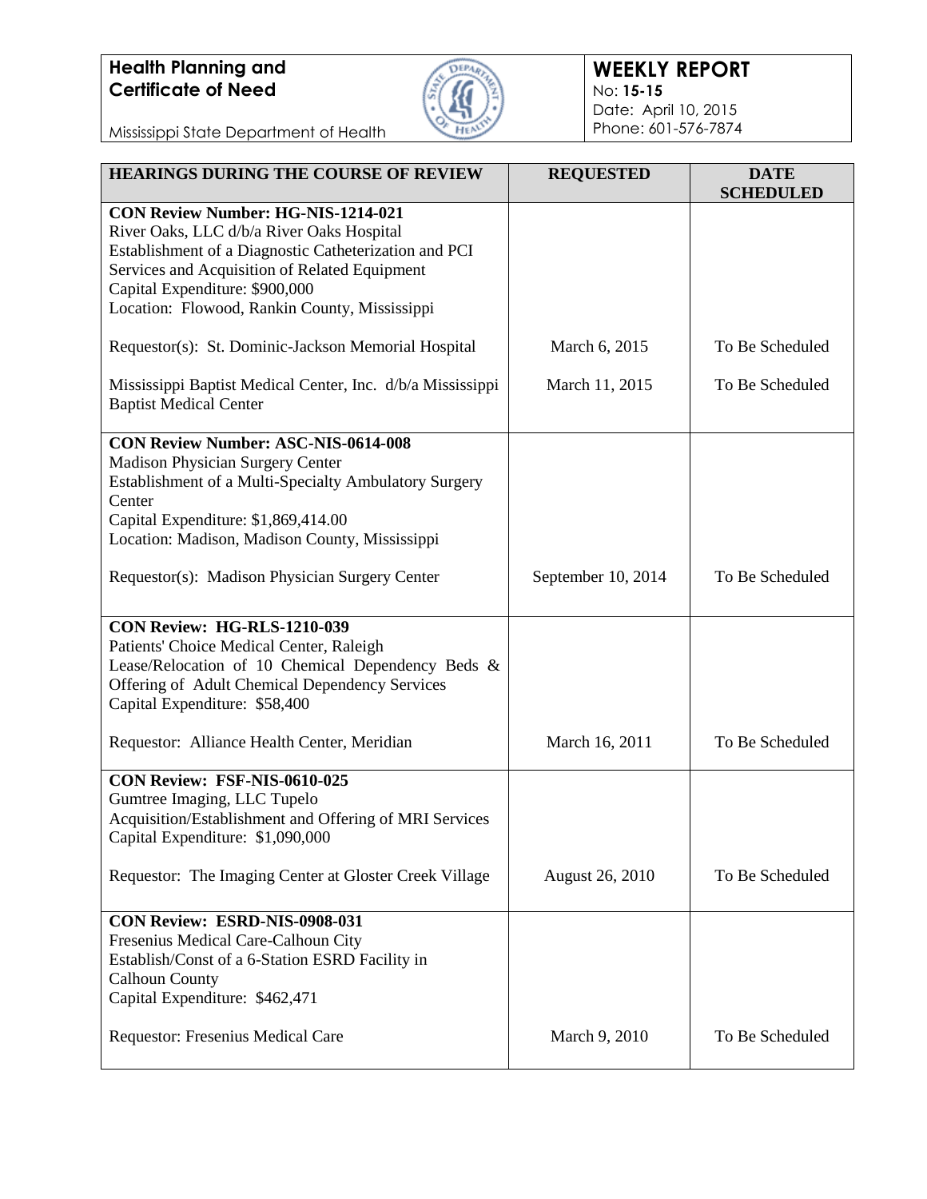| HEARINGS DURING THE COURSE OF REVIEW | REQUESTED | DATE SCHEDULED |
|---|---|---|
| **CON Review Number: HG-NIS-1214-021**<br>River Oaks, LLC d/b/a River Oaks Hospital<br>Establishment of a Diagnostic Catheterization and PCI Services and Acquisition of Related Equipment<br>Capital Expenditure: $900,000<br>Location: Flowood, Rankin County, Mississippi | | |
| Requestor(s): St. Dominic-Jackson Memorial Hospital | March 6, 2015 | To Be Scheduled |
| Mississippi Baptist Medical Center, Inc. d/b/a Mississippi Baptist Medical Center | March 11, 2015 | To Be Scheduled |
| **CON Review Number: ASC-NIS-0614-008**<br>Madison Physician Surgery Center<br>Establishment of a Multi-Specialty Ambulatory Surgery Center<br>Capital Expenditure: $1,869,414.00<br>Location: Madison, Madison County, Mississippi | | |
| Requestor(s): Madison Physician Surgery Center | September 10, 2014 | To Be Scheduled |
| **CON Review: HG-RLS-1210-039**<br>Patients' Choice Medical Center, Raleigh<br>Lease/Relocation of 10 Chemical Dependency Beds & Offering of Adult Chemical Dependency Services<br>Capital Expenditure: $58,400 | | |
| Requestor: Alliance Health Center, Meridian | March 16, 2011 | To Be Scheduled |
| **CON Review: FSF-NIS-0610-025**<br>Gumtree Imaging, LLC Tupelo<br>Acquisition/Establishment and Offering of MRI Services<br>Capital Expenditure: $1,090,000 | | |
| Requestor: The Imaging Center at Gloster Creek Village | August 26, 2010 | To Be Scheduled |
| **CON Review: ESRD-NIS-0908-031**<br>Fresenius Medical Care-Calhoun City<br>Establish/Const of a 6-Station ESRD Facility in Calhoun County<br>Capital Expenditure: $462,471 | | |
| Requestor: Fresenius Medical Care | March 9, 2010 | To Be Scheduled |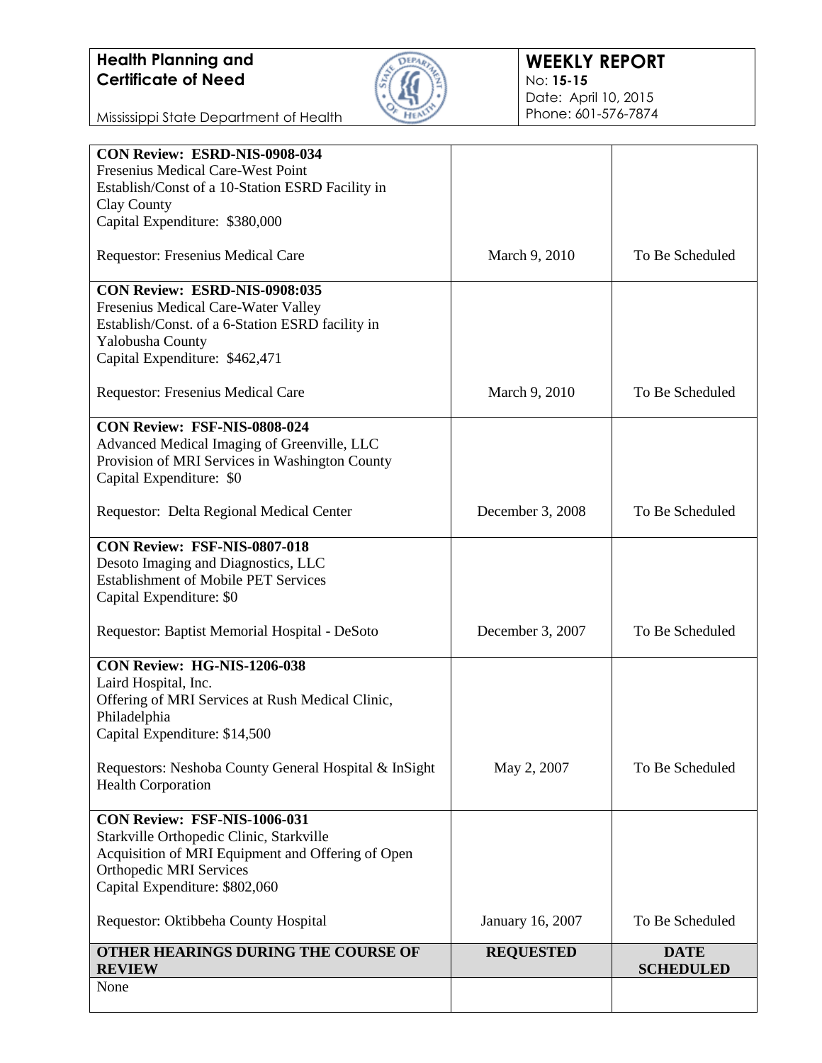| | | |
|---|---|---|
| **CON Review: ESRD-NIS-0908-034**<br>Fresenius Medical Care-West Point<br>Establish/Const of a 10-Station ESRD Facility in Clay County<br>Capital Expenditure: $380,000<br><br>Requestor: Fresenius Medical Care | March 9, 2010 | To Be Scheduled |
| **CON Review: ESRD-NIS-0908:035**<br>Fresenius Medical Care-Water Valley<br>Establish/Const. of a 6-Station ESRD facility in Yalobusha County<br>Capital Expenditure: $462,471<br><br>Requestor: Fresenius Medical Care | March 9, 2010 | To Be Scheduled |
| **CON Review: FSF-NIS-0808-024**<br>Advanced Medical Imaging of Greenville, LLC<br>Provision of MRI Services in Washington County<br>Capital Expenditure: $0<br><br>Requestor: Delta Regional Medical Center | December 3, 2008 | To Be Scheduled |
| **CON Review: FSF-NIS-0807-018**<br>Desoto Imaging and Diagnostics, LLC<br>Establishment of Mobile PET Services<br>Capital Expenditure: $0<br><br>Requestor: Baptist Memorial Hospital - DeSoto | December 3, 2007 | To Be Scheduled |
| **CON Review: HG-NIS-1206-038**<br>Laird Hospital, Inc.<br>Offering of MRI Services at Rush Medical Clinic, Philadelphia<br>Capital Expenditure: $14,500<br><br>Requestors: Neshoba County General Hospital & InSight Health Corporation | May 2, 2007 | To Be Scheduled |
| **CON Review: FSF-NIS-1006-031**<br>Starkville Orthopedic Clinic, Starkville<br>Acquisition of MRI Equipment and Offering of Open Orthopedic MRI Services<br>Capital Expenditure: $802,060<br><br>Requestor: Oktibbeha County Hospital | January 16, 2007 | To Be Scheduled |

| OTHER HEARINGS DURING THE COURSE OF REVIEW | REQUESTED | DATE SCHEDULED |
|---|---|---|
| None | | |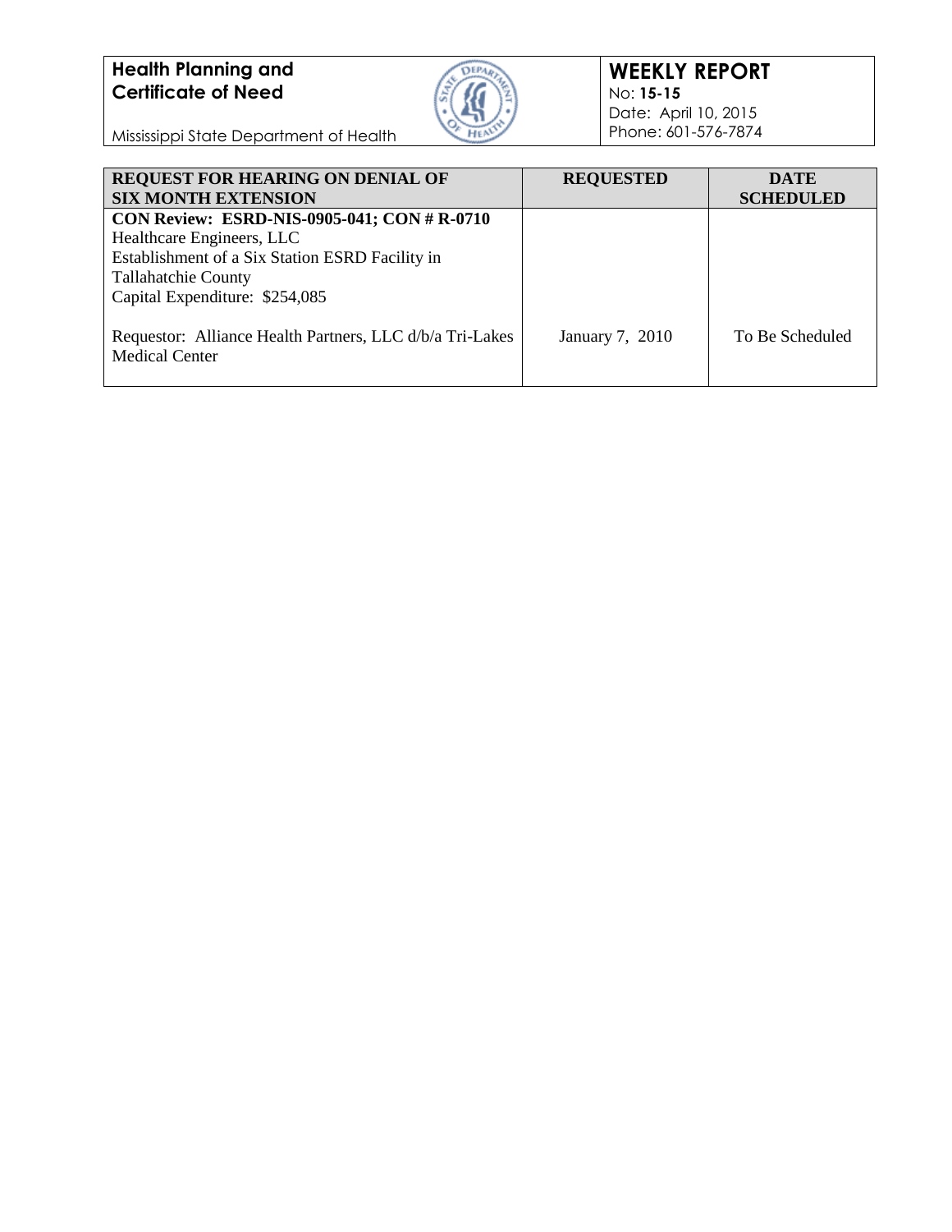| REQUEST FOR HEARING ON DENIAL OF SIX MONTH EXTENSION | REQUESTED | DATE SCHEDULED |
|---|---|---|
| **CON Review: ESRD-NIS-0905-041; CON # R-0710**<br>Healthcare Engineers, LLC<br>Establishment of a Six Station ESRD Facility in Tallahatchie County<br>Capital Expenditure: $254,085<br><br>Requestor: Alliance Health Partners, LLC d/b/a Tri-Lakes Medical Center | January 7, 2010 | To Be Scheduled |